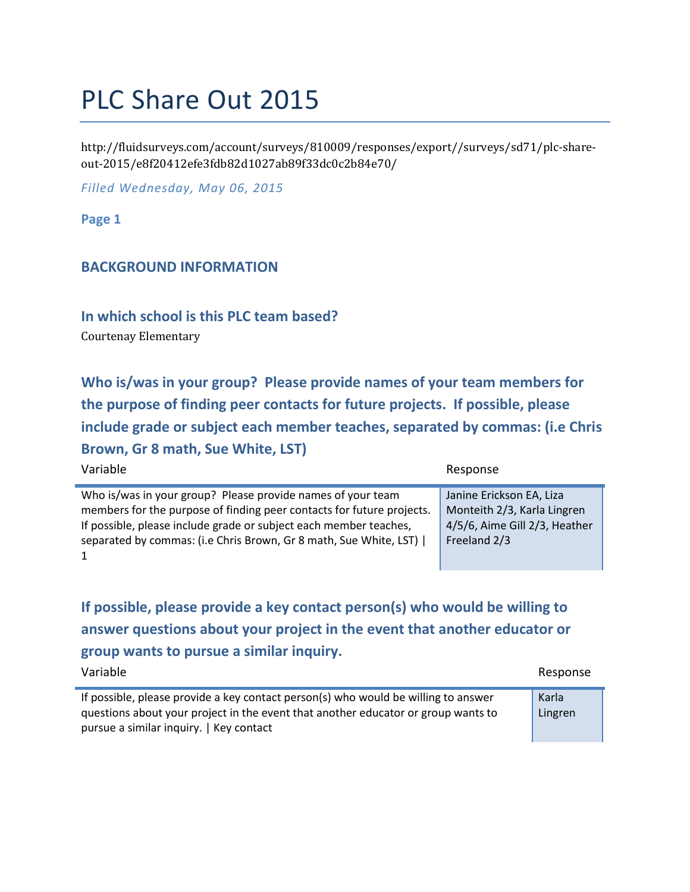# PLC Share Out 2015

http://fluidsurveys.com/account/surveys/810009/responses/export//surveys/sd71/plc-share-out-2015/e8f20412efe3fdb82d1027ab89f33dc0c2b84e70/

*Filled Wednesday, May 06, 2015*

**Page 1**

### BACKGROUND INFORMATION

### In which school is this PLC team based?

Courtenay Elementary

### Who is/was in your group? Please provide names of your team members for the purpose of finding peer contacts for future projects. If possible, please include grade or subject each member teaches, separated by commas: (i.e Chris Brown, Gr 8 math, Sue White, LST)

| Variable | Response |
|---|---|
| Who is/was in your group? Please provide names of your team members for the purpose of finding peer contacts for future projects. If possible, please include grade or subject each member teaches, separated by commas: (i.e Chris Brown, Gr 8 math, Sue White, LST) \| 1 | Janine Erickson EA, Liza Monteith 2/3, Karla Lingren 4/5/6, Aime Gill 2/3, Heather Freeland 2/3 |

### If possible, please provide a key contact person(s) who would be willing to answer questions about your project in the event that another educator or group wants to pursue a similar inquiry.

| Variable | Response |
|---|---|
| If possible, please provide a key contact person(s) who would be willing to answer questions about your project in the event that another educator or group wants to pursue a similar inquiry. \| Key contact | Karla Lingren |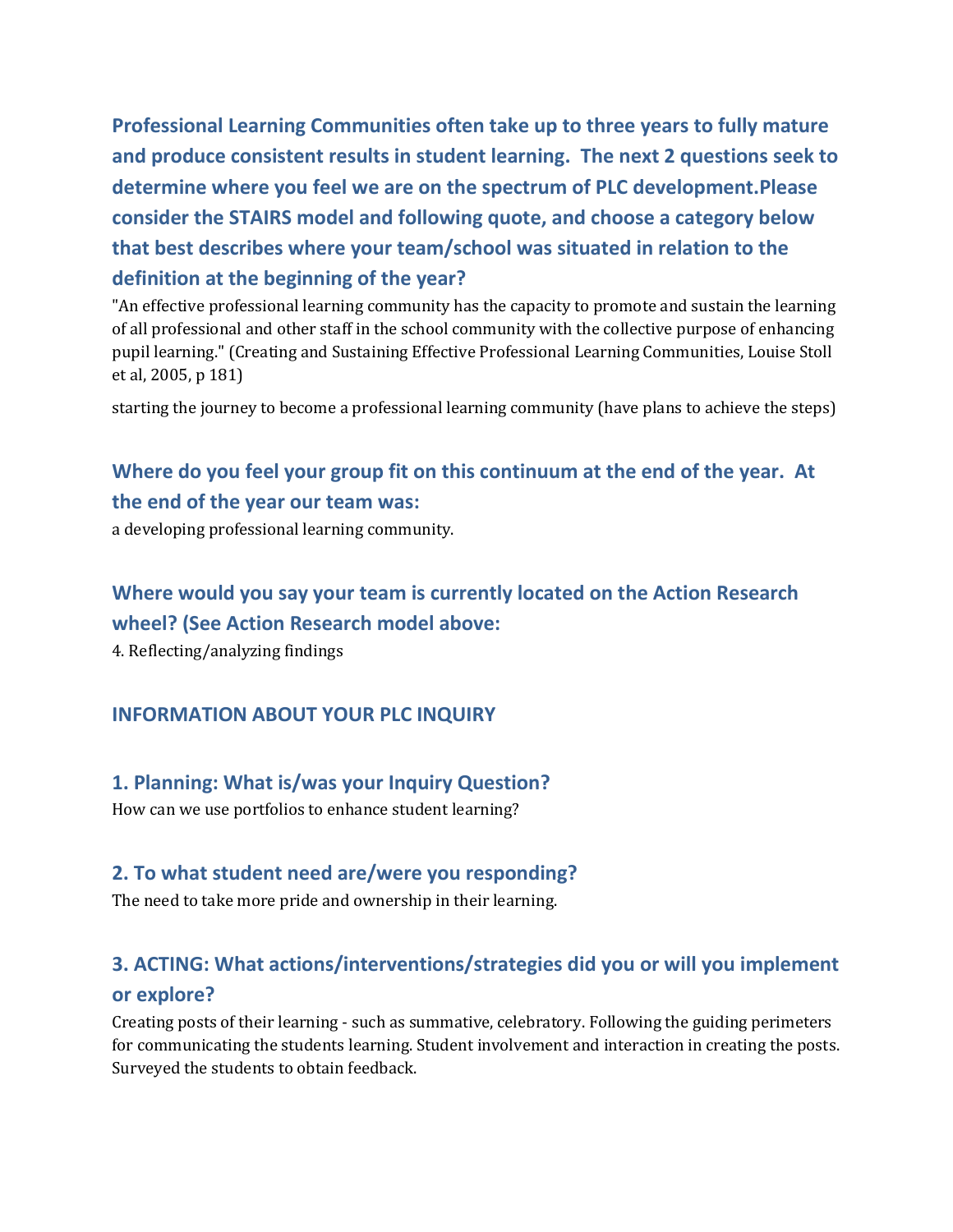### Professional Learning Communities often take up to three years to fully mature and produce consistent results in student learning. The next 2 questions seek to determine where you feel we are on the spectrum of PLC development.Please consider the STAIRS model and following quote, and choose a category below that best describes where your team/school was situated in relation to the definition at the beginning of the year?

"An effective professional learning community has the capacity to promote and sustain the learning of all professional and other staff in the school community with the collective purpose of enhancing pupil learning." (Creating and Sustaining Effective Professional Learning Communities, Louise Stoll et al, 2005, p 181)

starting the journey to become a professional learning community (have plans to achieve the steps)

### Where do you feel your group fit on this continuum at the end of the year. At the end of the year our team was:

a developing professional learning community.

### Where would you say your team is currently located on the Action Research wheel? (See Action Research model above:

4. Reflecting/analyzing findings

### INFORMATION ABOUT YOUR PLC INQUIRY

### 1. Planning: What is/was your Inquiry Question?

How can we use portfolios to enhance student learning?

### 2. To what student need are/were you responding?

The need to take more pride and ownership in their learning.

### 3. ACTING: What actions/interventions/strategies did you or will you implement or explore?

Creating posts of their learning - such as summative, celebratory. Following the guiding perimeters for communicating the students learning. Student involvement and interaction in creating the posts. Surveyed the students to obtain feedback.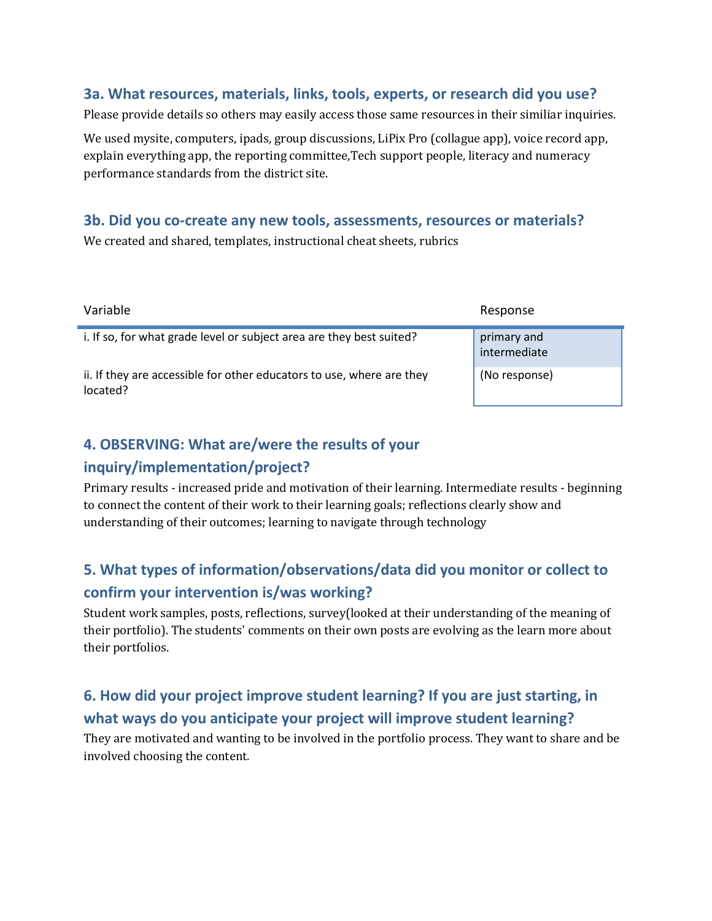### 3a. What resources, materials, links, tools, experts, or research did you use?

Please provide details so others may easily access those same resources in their similiar inquiries.

We used mysite, computers, ipads, group discussions, LiPix Pro (collague app), voice record app, explain everything app, the reporting committee,Tech support people, literacy and numeracy performance standards from the district site.

### 3b. Did you co-create any new tools, assessments, resources or materials?

We created and shared, templates, instructional cheat sheets, rubrics

| Variable | Response |
|---|---|
| i. If so, for what grade level or subject area are they best suited? | primary and intermediate |
| ii. If they are accessible for other educators to use, where are they located? | (No response) |

### 4. OBSERVING: What are/were the results of your inquiry/implementation/project?

Primary results - increased pride and motivation of their learning. Intermediate results - beginning to connect the content of their work to their learning goals; reflections clearly show and understanding of their outcomes; learning to navigate through technology

### 5. What types of information/observations/data did you monitor or collect to confirm your intervention is/was working?

Student work samples, posts, reflections, survey(looked at their understanding of the meaning of their portfolio). The students' comments on their own posts are evolving as the learn more about their portfolios.

### 6. How did your project improve student learning? If you are just starting, in what ways do you anticipate your project will improve student learning?

They are motivated and wanting to be involved in the portfolio process. They want to share and be involved choosing the content.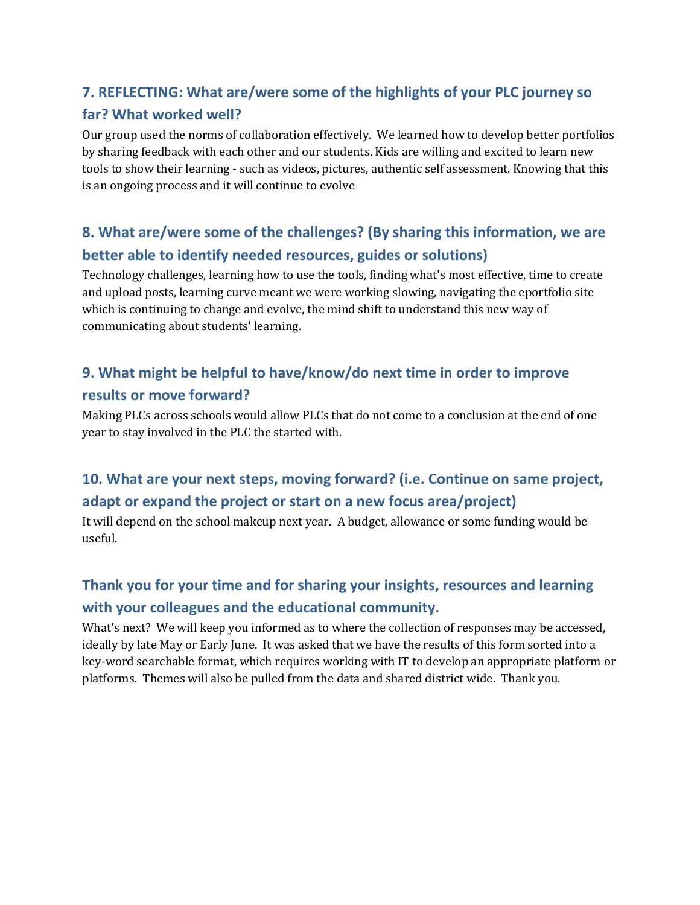## 7. REFLECTING: What are/were some of the highlights of your PLC journey so far? What worked well?

Our group used the norms of collaboration effectively. We learned how to develop better portfolios by sharing feedback with each other and our students. Kids are willing and excited to learn new tools to show their learning - such as videos, pictures, authentic self assessment. Knowing that this is an ongoing process and it will continue to evolve

## 8. What are/were some of the challenges? (By sharing this information, we are better able to identify needed resources, guides or solutions)

Technology challenges, learning how to use the tools, finding what's most effective, time to create and upload posts, learning curve meant we were working slowing, navigating the eportfolio site which is continuing to change and evolve, the mind shift to understand this new way of communicating about students' learning.

## 9. What might be helpful to have/know/do next time in order to improve results or move forward?

Making PLCs across schools would allow PLCs that do not come to a conclusion at the end of one year to stay involved in the PLC the started with.

## 10. What are your next steps, moving forward? (i.e. Continue on same project, adapt or expand the project or start on a new focus area/project)

It will depend on the school makeup next year. A budget, allowance or some funding would be useful.

## Thank you for your time and for sharing your insights, resources and learning with your colleagues and the educational community.

What's next? We will keep you informed as to where the collection of responses may be accessed, ideally by late May or Early June. It was asked that we have the results of this form sorted into a key-word searchable format, which requires working with IT to develop an appropriate platform or platforms. Themes will also be pulled from the data and shared district wide. Thank you.